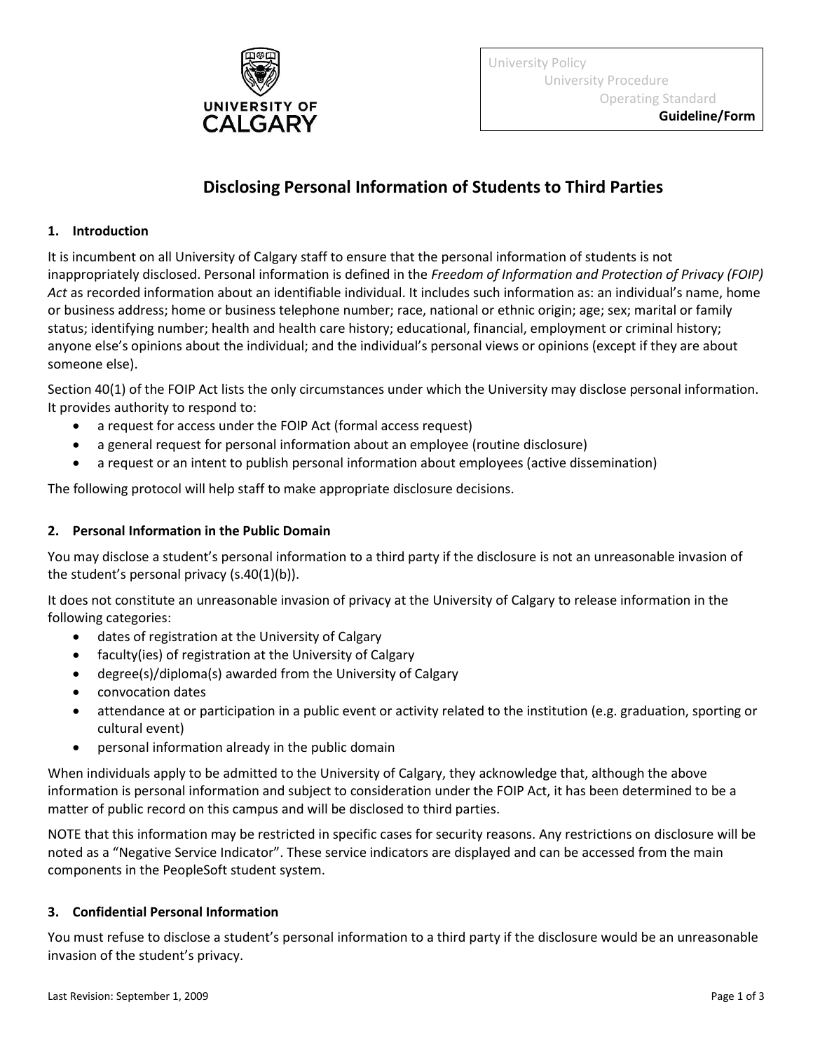University Policy
University Procedure
Operating Standard
**Guideline/Form**

# Disclosing Personal Information of Students to Third Parties

## 1. Introduction

It is incumbent on all University of Calgary staff to ensure that the personal information of students is not inappropriately disclosed. Personal information is defined in the *Freedom of Information and Protection of Privacy (FOIP) Act* as recorded information about an identifiable individual. It includes such information as: an individual's name, home or business address; home or business telephone number; race, national or ethnic origin; age; sex; marital or family status; identifying number; health and health care history; educational, financial, employment or criminal history; anyone else's opinions about the individual; and the individual's personal views or opinions (except if they are about someone else).

Section 40(1) of the FOIP Act lists the only circumstances under which the University may disclose personal information. It provides authority to respond to:

- a request for access under the FOIP Act (formal access request)
- a general request for personal information about an employee (routine disclosure)
- a request or an intent to publish personal information about employees (active dissemination)

The following protocol will help staff to make appropriate disclosure decisions.

## 2. Personal Information in the Public Domain

You may disclose a student's personal information to a third party if the disclosure is not an unreasonable invasion of the student's personal privacy (s.40(1)(b)).

It does not constitute an unreasonable invasion of privacy at the University of Calgary to release information in the following categories:

- dates of registration at the University of Calgary
- faculty(ies) of registration at the University of Calgary
- degree(s)/diploma(s) awarded from the University of Calgary
- convocation dates
- attendance at or participation in a public event or activity related to the institution (e.g. graduation, sporting or cultural event)
- personal information already in the public domain

When individuals apply to be admitted to the University of Calgary, they acknowledge that, although the above information is personal information and subject to consideration under the FOIP Act, it has been determined to be a matter of public record on this campus and will be disclosed to third parties.

NOTE that this information may be restricted in specific cases for security reasons. Any restrictions on disclosure will be noted as a "Negative Service Indicator". These service indicators are displayed and can be accessed from the main components in the PeopleSoft student system.

## 3. Confidential Personal Information

You must refuse to disclose a student's personal information to a third party if the disclosure would be an unreasonable invasion of the student's privacy.

Last Revision: September 1, 2009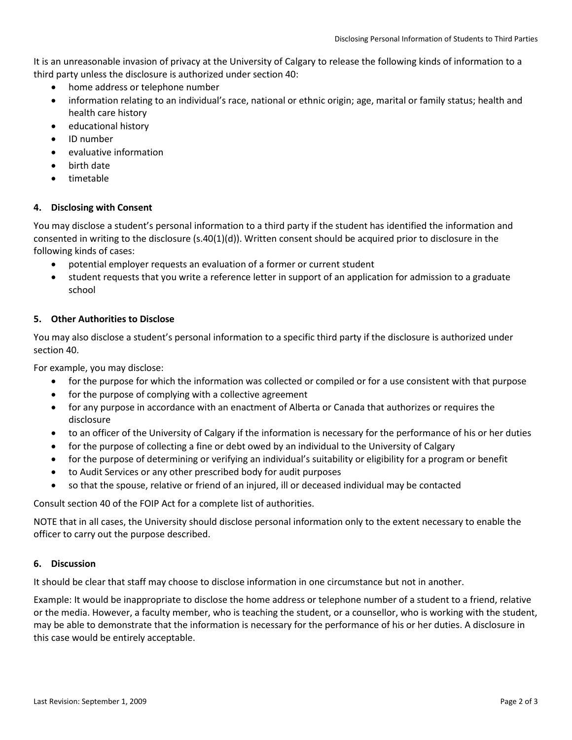It is an unreasonable invasion of privacy at the University of Calgary to release the following kinds of information to a third party unless the disclosure is authorized under section 40:

- home address or telephone number
- information relating to an individual's race, national or ethnic origin; age, marital or family status; health and health care history
- educational history
- ID number
- evaluative information
- birth date
- timetable

#### 4. Disclosing with Consent

You may disclose a student's personal information to a third party if the student has identified the information and consented in writing to the disclosure (s.40(1)(d)). Written consent should be acquired prior to disclosure in the following kinds of cases:

- potential employer requests an evaluation of a former or current student
- student requests that you write a reference letter in support of an application for admission to a graduate school

#### 5. Other Authorities to Disclose

You may also disclose a student's personal information to a specific third party if the disclosure is authorized under section 40.

For example, you may disclose:

- for the purpose for which the information was collected or compiled or for a use consistent with that purpose
- for the purpose of complying with a collective agreement
- for any purpose in accordance with an enactment of Alberta or Canada that authorizes or requires the disclosure
- to an officer of the University of Calgary if the information is necessary for the performance of his or her duties
- for the purpose of collecting a fine or debt owed by an individual to the University of Calgary
- for the purpose of determining or verifying an individual's suitability or eligibility for a program or benefit
- to Audit Services or any other prescribed body for audit purposes
- so that the spouse, relative or friend of an injured, ill or deceased individual may be contacted

Consult section 40 of the FOIP Act for a complete list of authorities.

NOTE that in all cases, the University should disclose personal information only to the extent necessary to enable the officer to carry out the purpose described.

#### 6. Discussion

It should be clear that staff may choose to disclose information in one circumstance but not in another.

Example: It would be inappropriate to disclose the home address or telephone number of a student to a friend, relative or the media. However, a faculty member, who is teaching the student, or a counsellor, who is working with the student, may be able to demonstrate that the information is necessary for the performance of his or her duties. A disclosure in this case would be entirely acceptable.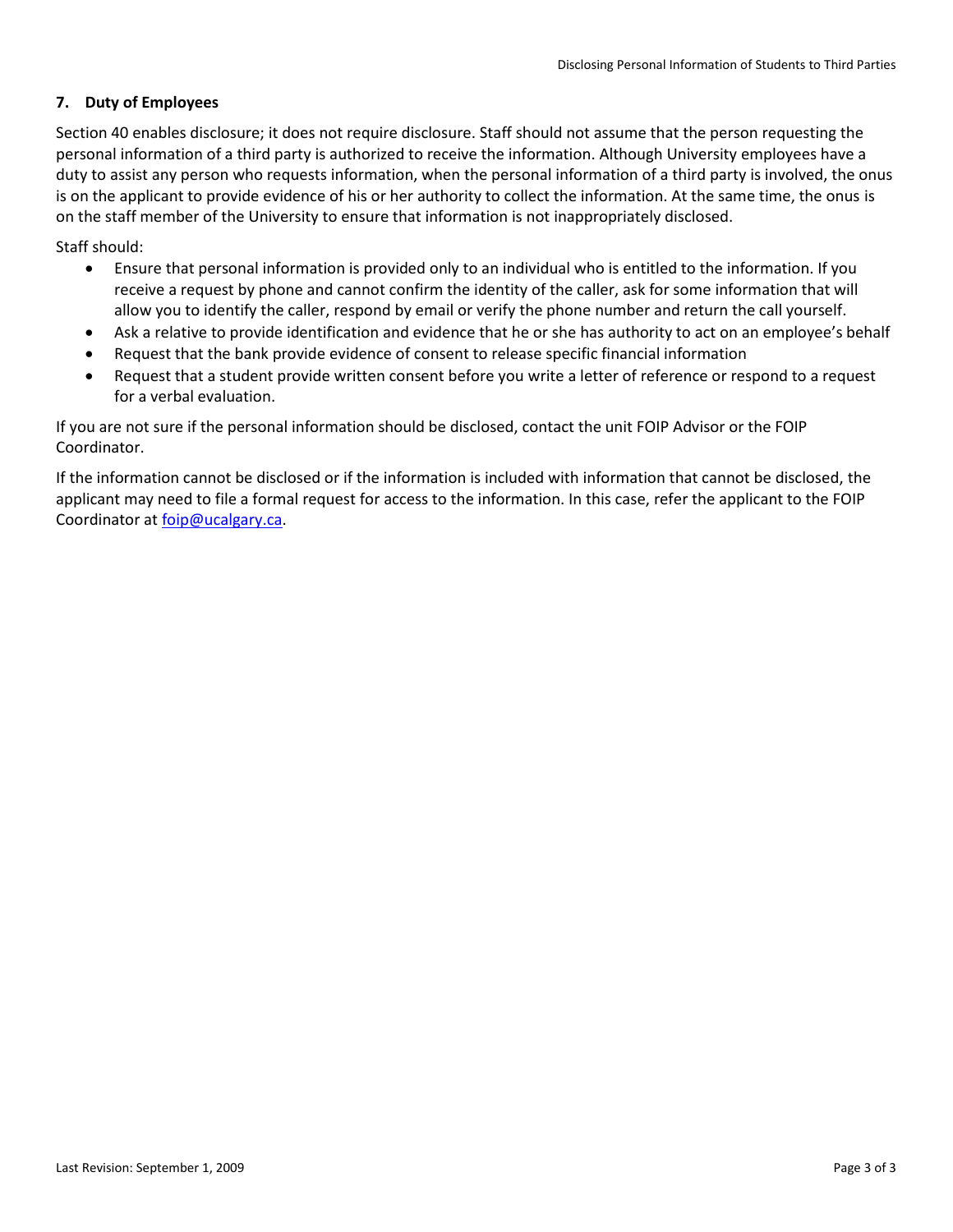## 7. Duty of Employees

Section 40 enables disclosure; it does not require disclosure. Staff should not assume that the person requesting the personal information of a third party is authorized to receive the information. Although University employees have a duty to assist any person who requests information, when the personal information of a third party is involved, the onus is on the applicant to provide evidence of his or her authority to collect the information. At the same time, the onus is on the staff member of the University to ensure that information is not inappropriately disclosed.

Staff should:

- Ensure that personal information is provided only to an individual who is entitled to the information. If you receive a request by phone and cannot confirm the identity of the caller, ask for some information that will allow you to identify the caller, respond by email or verify the phone number and return the call yourself.
- Ask a relative to provide identification and evidence that he or she has authority to act on an employee's behalf
- Request that the bank provide evidence of consent to release specific financial information
- Request that a student provide written consent before you write a letter of reference or respond to a request for a verbal evaluation.

If you are not sure if the personal information should be disclosed, contact the unit FOIP Advisor or the FOIP Coordinator.

If the information cannot be disclosed or if the information is included with information that cannot be disclosed, the applicant may need to file a formal request for access to the information. In this case, refer the applicant to the FOIP Coordinator at foip@ucalgary.ca.

Last Revision: September 1, 2009